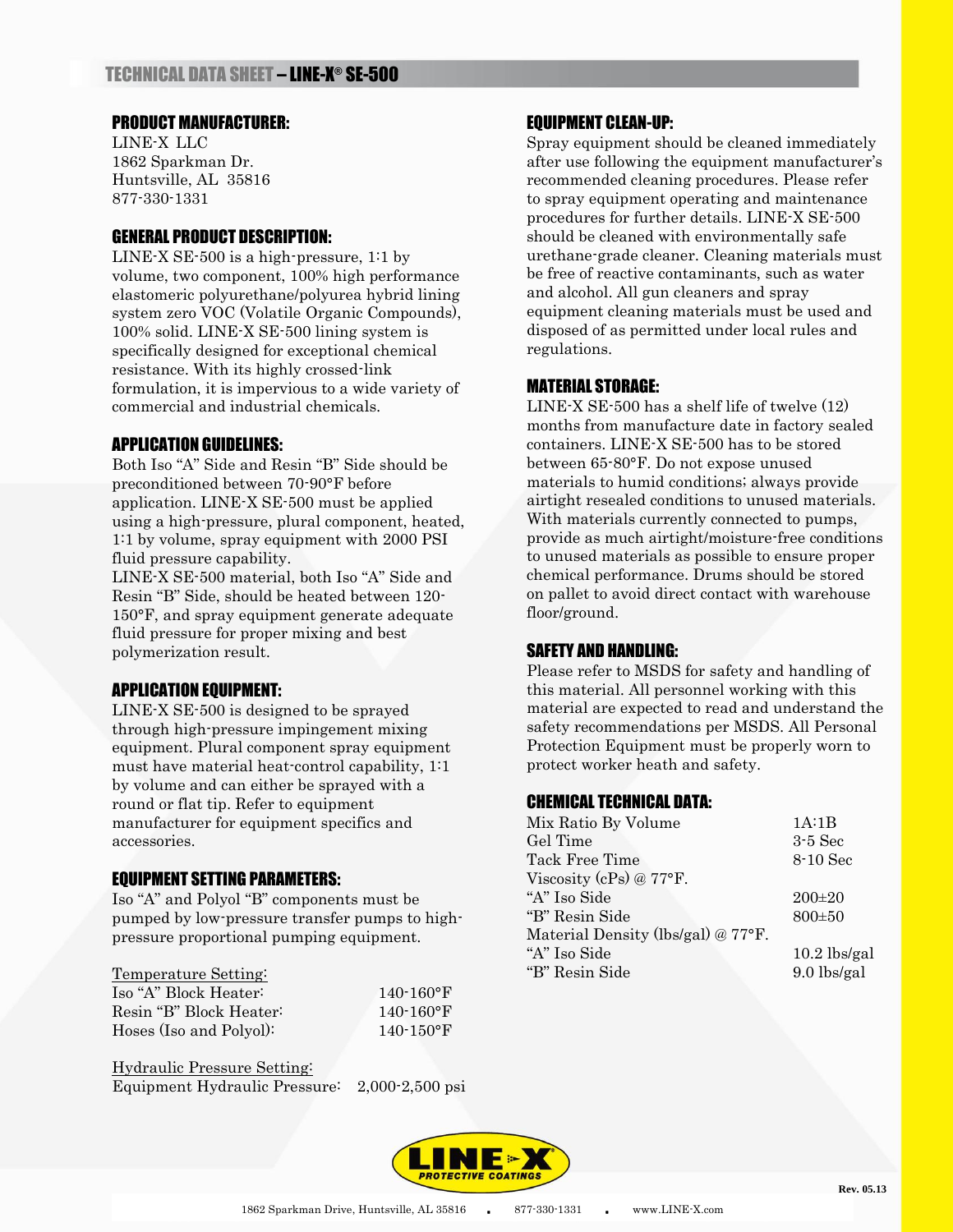# TECHNICAL DATA SHEET – LINE-X® SE-500

## PRODUCT MANUFACTURER:

LINE-X LLC
1862 Sparkman Dr.
Huntsville, AL 35816
877-330-1331

## GENERAL PRODUCT DESCRIPTION:

LINE-X SE-500 is a high-pressure, 1:1 by volume, two component, 100% high performance elastomeric polyurethane/polyurea hybrid lining system zero VOC (Volatile Organic Compounds), 100% solid. LINE-X SE-500 lining system is specifically designed for exceptional chemical resistance. With its highly crossed-link formulation, it is impervious to a wide variety of commercial and industrial chemicals.

## APPLICATION GUIDELINES:

Both Iso "A" Side and Resin "B" Side should be preconditioned between 70-90°F before application. LINE-X SE-500 must be applied using a high-pressure, plural component, heated, 1:1 by volume, spray equipment with 2000 PSI fluid pressure capability.
LINE-X SE-500 material, both Iso "A" Side and Resin "B" Side, should be heated between 120-150°F, and spray equipment generate adequate fluid pressure for proper mixing and best polymerization result.

## APPLICATION EQUIPMENT:

LINE-X SE-500 is designed to be sprayed through high-pressure impingement mixing equipment. Plural component spray equipment must have material heat-control capability, 1:1 by volume and can either be sprayed with a round or flat tip. Refer to equipment manufacturer for equipment specifics and accessories.

## EQUIPMENT SETTING PARAMETERS:

Iso "A" and Polyol "B" components must be pumped by low-pressure transfer pumps to high-pressure proportional pumping equipment.

Temperature Setting:

| | |
|---|---|
| Iso "A" Block Heater: | 140-160°F |
| Resin "B" Block Heater: | 140-160°F |
| Hoses (Iso and Polyol): | 140-150°F |

Hydraulic Pressure Setting:

| | |
|---|---|
| Equipment Hydraulic Pressure: | 2,000-2,500 psi |

## EQUIPMENT CLEAN-UP:

Spray equipment should be cleaned immediately after use following the equipment manufacturer's recommended cleaning procedures. Please refer to spray equipment operating and maintenance procedures for further details. LINE-X SE-500 should be cleaned with environmentally safe urethane-grade cleaner. Cleaning materials must be free of reactive contaminants, such as water and alcohol. All gun cleaners and spray equipment cleaning materials must be used and disposed of as permitted under local rules and regulations.

## MATERIAL STORAGE:

LINE-X SE-500 has a shelf life of twelve (12) months from manufacture date in factory sealed containers. LINE-X SE-500 has to be stored between 65-80°F. Do not expose unused materials to humid conditions; always provide airtight resealed conditions to unused materials. With materials currently connected to pumps, provide as much airtight/moisture-free conditions to unused materials as possible to ensure proper chemical performance. Drums should be stored on pallet to avoid direct contact with warehouse floor/ground.

## SAFETY AND HANDLING:

Please refer to MSDS for safety and handling of this material. All personnel working with this material are expected to read and understand the safety recommendations per MSDS. All Personal Protection Equipment must be properly worn to protect worker heath and safety.

## CHEMICAL TECHNICAL DATA:

| | |
|---|---|
| Mix Ratio By Volume | 1A:1B |
| Gel Time | 3-5 Sec |
| Tack Free Time | 8-10 Sec |
| Viscosity (cPs) @ 77°F. | |
| "A" Iso Side | 200±20 |
| "B" Resin Side | 800±50 |
| Material Density (lbs/gal) @ 77°F. | |
| "A" Iso Side | 10.2 lbs/gal |
| "B" Resin Side | 9.0 lbs/gal |

LINE-X PROTECTIVE COATINGS

Rev. 05.13

1862 Sparkman Drive, Huntsville, AL 35816 . 877-330-1331 . www.LINE-X.com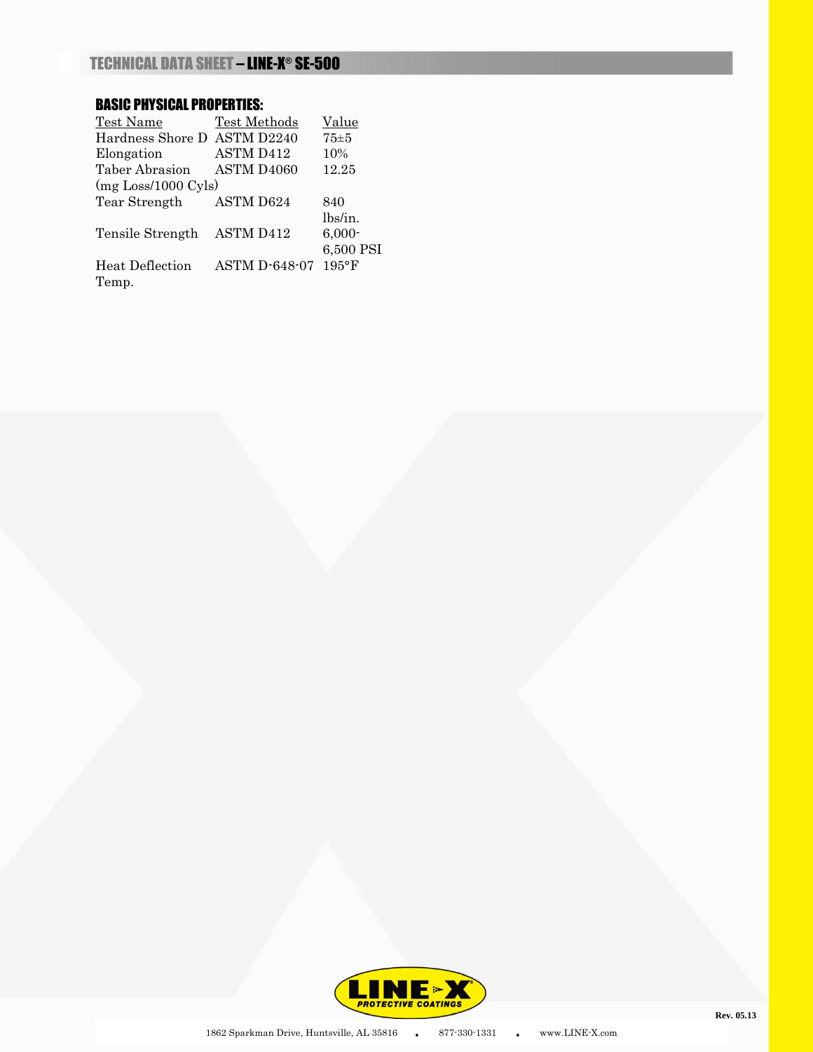## BASIC PHYSICAL PROPERTIES:

| Test Name | Test Methods | Value |
|---|---|---|
| Hardness Shore D | ASTM D2240 | 75±5 |
| Elongation | ASTM D412 | 10% |
| Taber Abrasion (mg Loss/1000 Cyls) | ASTM D4060 | 12.25 |
| Tear Strength | ASTM D624 | 840 lbs/in. |
| Tensile Strength | ASTM D412 | 6,000-6,500 PSI |
| Heat Deflection Temp. | ASTM D-648-07 | 195°F |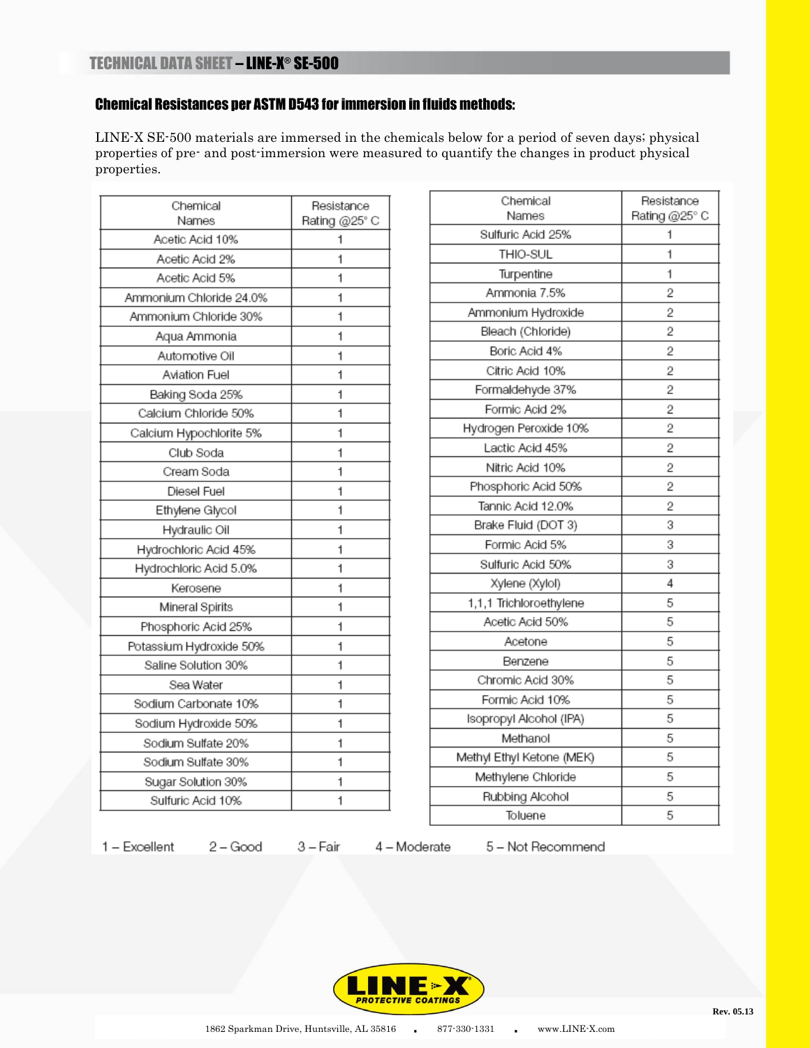## Chemical Resistances per ASTM D543 for immersion in fluids methods:

LINE-X SE-500 materials are immersed in the chemicals below for a period of seven days; physical properties of pre- and post-immersion were measured to quantify the changes in product physical properties.

| Chemical Names | Resistance Rating @25° C |
|---|---|
| Acetic Acid 10% | 1 |
| Acetic Acid 2% | 1 |
| Acetic Acid 5% | 1 |
| Ammonium Chloride 24.0% | 1 |
| Ammonium Chloride 30% | 1 |
| Aqua Ammonia | 1 |
| Automotive Oil | 1 |
| Aviation Fuel | 1 |
| Baking Soda 25% | 1 |
| Calcium Chloride 50% | 1 |
| Calcium Hypochlorite 5% | 1 |
| Club Soda | 1 |
| Cream Soda | 1 |
| Diesel Fuel | 1 |
| Ethylene Glycol | 1 |
| Hydraulic Oil | 1 |
| Hydrochloric Acid 45% | 1 |
| Hydrochloric Acid 5.0% | 1 |
| Kerosene | 1 |
| Mineral Spirits | 1 |
| Phosphoric Acid 25% | 1 |
| Potassium Hydroxide 50% | 1 |
| Saline Solution 30% | 1 |
| Sea Water | 1 |
| Sodium Carbonate 10% | 1 |
| Sodium Hydroxide 50% | 1 |
| Sodium Sulfate 20% | 1 |
| Sodium Sulfate 30% | 1 |
| Sugar Solution 30% | 1 |
| Sulfuric Acid 10% | 1 |

| Chemical Names | Resistance Rating @25° C |
|---|---|
| Sulfuric Acid 25% | 1 |
| THIO-SUL | 1 |
| Turpentine | 1 |
| Ammonia 7.5% | 2 |
| Ammonium Hydroxide | 2 |
| Bleach (Chloride) | 2 |
| Boric Acid 4% | 2 |
| Citric Acid 10% | 2 |
| Formaldehyde 37% | 2 |
| Formic Acid 2% | 2 |
| Hydrogen Peroxide 10% | 2 |
| Lactic Acid 45% | 2 |
| Nitric Acid 10% | 2 |
| Phosphoric Acid 50% | 2 |
| Tannic Acid 12.0% | 2 |
| Brake Fluid (DOT 3) | 3 |
| Formic Acid 5% | 3 |
| Sulfuric Acid 50% | 3 |
| Xylene (Xylol) | 4 |
| 1,1,1 Trichloroethylene | 5 |
| Acetic Acid 50% | 5 |
| Acetone | 5 |
| Benzene | 5 |
| Chromic Acid 30% | 5 |
| Formic Acid 10% | 5 |
| Isopropyl Alcohol (IPA) | 5 |
| Methanol | 5 |
| Methyl Ethyl Ketone (MEK) | 5 |
| Methylene Chloride | 5 |
| Rubbing Alcohol | 5 |
| Toluene | 5 |

1 – Excellent  2 – Good  3 – Fair  4 – Moderate  5 – Not Recommend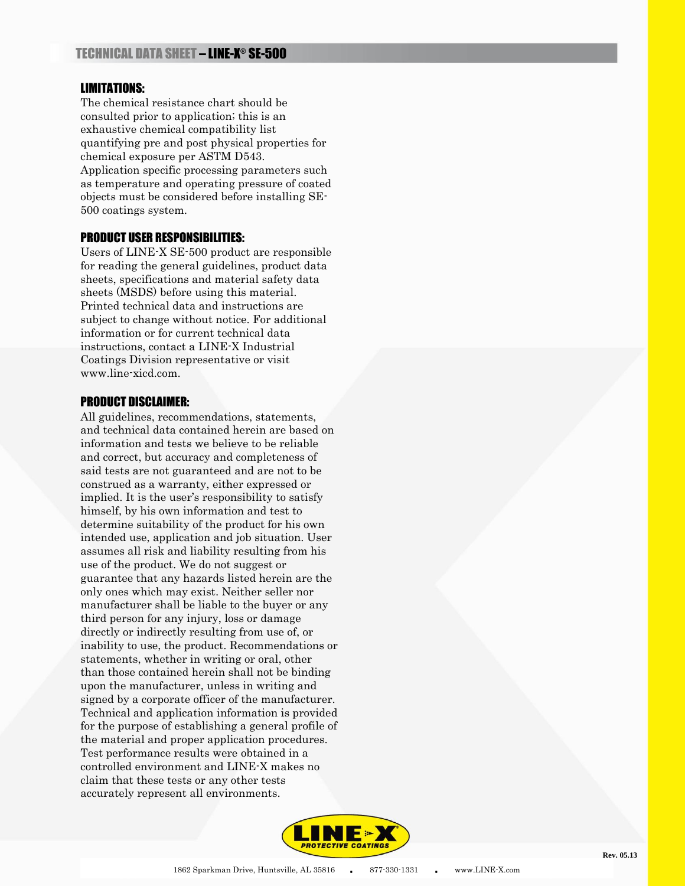### LIMITATIONS:

The chemical resistance chart should be consulted prior to application; this is an exhaustive chemical compatibility list quantifying pre and post physical properties for chemical exposure per ASTM D543. Application specific processing parameters such as temperature and operating pressure of coated objects must be considered before installing SE-500 coatings system.

### PRODUCT USER RESPONSIBILITIES:

Users of LINE-X SE-500 product are responsible for reading the general guidelines, product data sheets, specifications and material safety data sheets (MSDS) before using this material. Printed technical data and instructions are subject to change without notice. For additional information or for current technical data instructions, contact a LINE-X Industrial Coatings Division representative or visit www.line-xicd.com.

### PRODUCT DISCLAIMER:

All guidelines, recommendations, statements, and technical data contained herein are based on information and tests we believe to be reliable and correct, but accuracy and completeness of said tests are not guaranteed and are not to be construed as a warranty, either expressed or implied. It is the user's responsibility to satisfy himself, by his own information and test to determine suitability of the product for his own intended use, application and job situation. User assumes all risk and liability resulting from his use of the product. We do not suggest or guarantee that any hazards listed herein are the only ones which may exist. Neither seller nor manufacturer shall be liable to the buyer or any third person for any injury, loss or damage directly or indirectly resulting from use of, or inability to use, the product. Recommendations or statements, whether in writing or oral, other than those contained herein shall not be binding upon the manufacturer, unless in writing and signed by a corporate officer of the manufacturer. Technical and application information is provided for the purpose of establishing a general profile of the material and proper application procedures. Test performance results were obtained in a controlled environment and LINE-X makes no claim that these tests or any other tests accurately represent all environments.

LINE-X PROTECTIVE COATINGS

Rev. 05.13

1862 Sparkman Drive, Huntsville, AL 35816 . 877-330-1331 . www.LINE-X.com